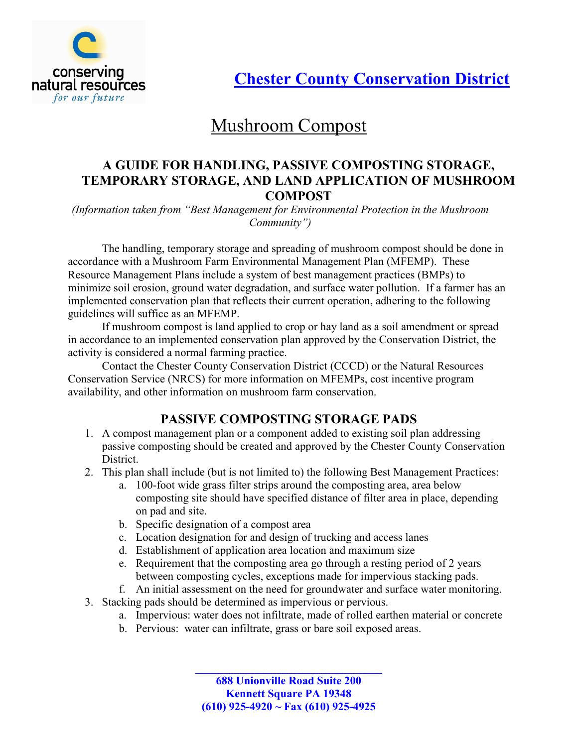conserving natural resources *for our future*

# Chester County Conservation District

## Mushroom Compost

### A GUIDE FOR HANDLING, PASSIVE COMPOSTING STORAGE, TEMPORARY STORAGE, AND LAND APPLICATION OF MUSHROOM COMPOST

*(Information taken from "Best Management for Environmental Protection in the Mushroom Community")*

The handling, temporary storage and spreading of mushroom compost should be done in accordance with a Mushroom Farm Environmental Management Plan (MFEMP). These Resource Management Plans include a system of best management practices (BMPs) to minimize soil erosion, ground water degradation, and surface water pollution. If a farmer has an implemented conservation plan that reflects their current operation, adhering to the following guidelines will suffice as an MFEMP.

If mushroom compost is land applied to crop or hay land as a soil amendment or spread in accordance to an implemented conservation plan approved by the Conservation District, the activity is considered a normal farming practice.

Contact the Chester County Conservation District (CCCD) or the Natural Resources Conservation Service (NRCS) for more information on MFEMPs, cost incentive program availability, and other information on mushroom farm conservation.

### PASSIVE COMPOSTING STORAGE PADS

1. A compost management plan or a component added to existing soil plan addressing passive composting should be created and approved by the Chester County Conservation District.
2. This plan shall include (but is not limited to) the following Best Management Practices:
   a. 100-foot wide grass filter strips around the composting area, area below composting site should have specified distance of filter area in place, depending on pad and site.
   b. Specific designation of a compost area
   c. Location designation for and design of trucking and access lanes
   d. Establishment of application area location and maximum size
   e. Requirement that the composting area go through a resting period of 2 years between composting cycles, exceptions made for impervious stacking pads.
   f. An initial assessment on the need for groundwater and surface water monitoring.
3. Stacking pads should be determined as impervious or pervious.
   a. Impervious: water does not infiltrate, made of rolled earthen material or concrete
   b. Pervious: water can infiltrate, grass or bare soil exposed areas.

**688 Unionville Road Suite 200**
**Kennett Square PA 19348**
**(610) 925-4920 ~ Fax (610) 925-4925**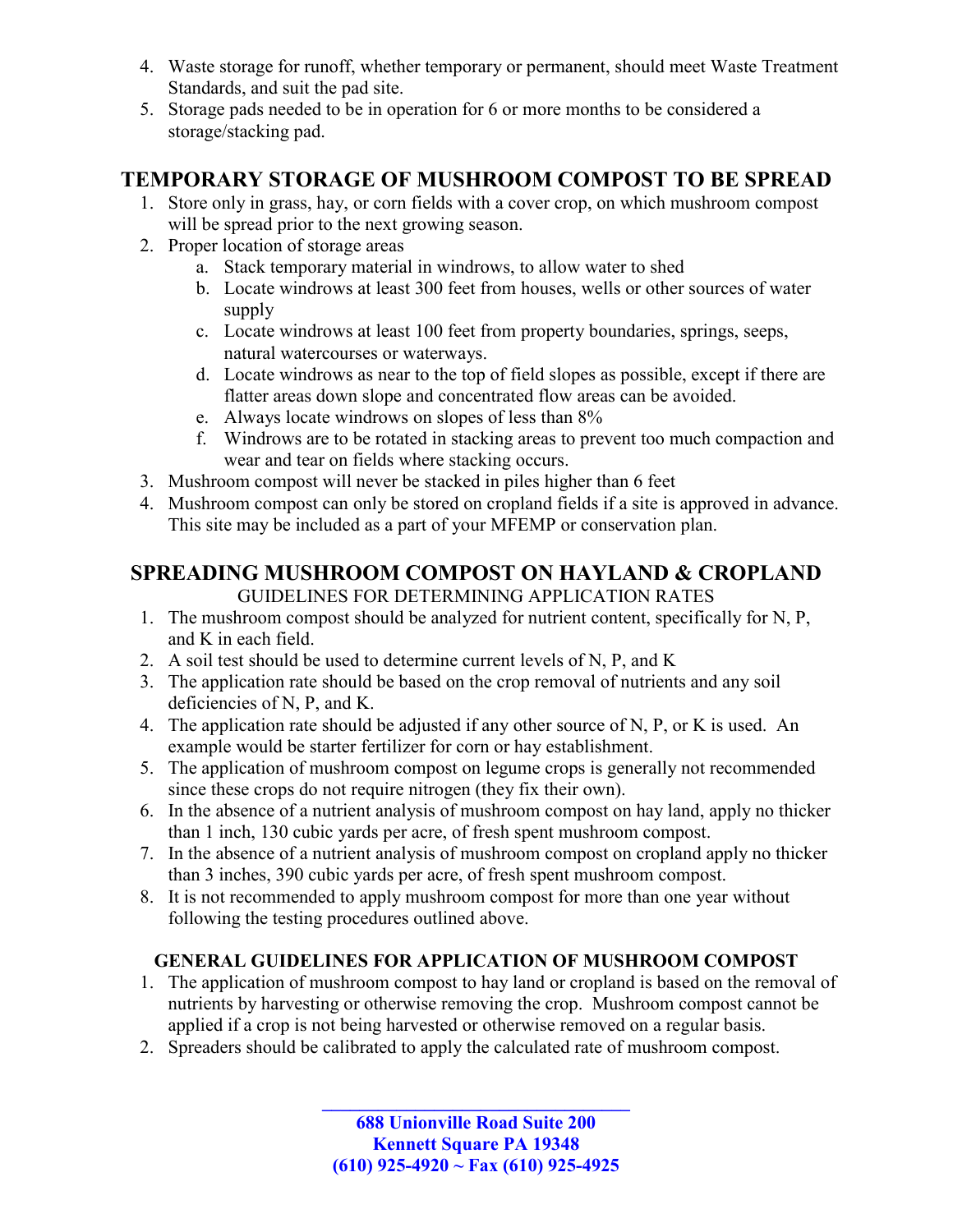4. Waste storage for runoff, whether temporary or permanent, should meet Waste Treatment Standards, and suit the pad site.
5. Storage pads needed to be in operation for 6 or more months to be considered a storage/stacking pad.

## TEMPORARY STORAGE OF MUSHROOM COMPOST TO BE SPREAD

1. Store only in grass, hay, or corn fields with a cover crop, on which mushroom compost will be spread prior to the next growing season.
2. Proper location of storage areas
   a. Stack temporary material in windrows, to allow water to shed
   b. Locate windrows at least 300 feet from houses, wells or other sources of water supply
   c. Locate windrows at least 100 feet from property boundaries, springs, seeps, natural watercourses or waterways.
   d. Locate windrows as near to the top of field slopes as possible, except if there are flatter areas down slope and concentrated flow areas can be avoided.
   e. Always locate windrows on slopes of less than 8%
   f. Windrows are to be rotated in stacking areas to prevent too much compaction and wear and tear on fields where stacking occurs.
3. Mushroom compost will never be stacked in piles higher than 6 feet
4. Mushroom compost can only be stored on cropland fields if a site is approved in advance. This site may be included as a part of your MFEMP or conservation plan.

## SPREADING MUSHROOM COMPOST ON HAYLAND & CROPLAND

GUIDELINES FOR DETERMINING APPLICATION RATES

1. The mushroom compost should be analyzed for nutrient content, specifically for N, P, and K in each field.
2. A soil test should be used to determine current levels of N, P, and K
3. The application rate should be based on the crop removal of nutrients and any soil deficiencies of N, P, and K.
4. The application rate should be adjusted if any other source of N, P, or K is used. An example would be starter fertilizer for corn or hay establishment.
5. The application of mushroom compost on legume crops is generally not recommended since these crops do not require nitrogen (they fix their own).
6. In the absence of a nutrient analysis of mushroom compost on hay land, apply no thicker than 1 inch, 130 cubic yards per acre, of fresh spent mushroom compost.
7. In the absence of a nutrient analysis of mushroom compost on cropland apply no thicker than 3 inches, 390 cubic yards per acre, of fresh spent mushroom compost.
8. It is not recommended to apply mushroom compost for more than one year without following the testing procedures outlined above.

### GENERAL GUIDELINES FOR APPLICATION OF MUSHROOM COMPOST

1. The application of mushroom compost to hay land or cropland is based on the removal of nutrients by harvesting or otherwise removing the crop. Mushroom compost cannot be applied if a crop is not being harvested or otherwise removed on a regular basis.
2. Spreaders should be calibrated to apply the calculated rate of mushroom compost.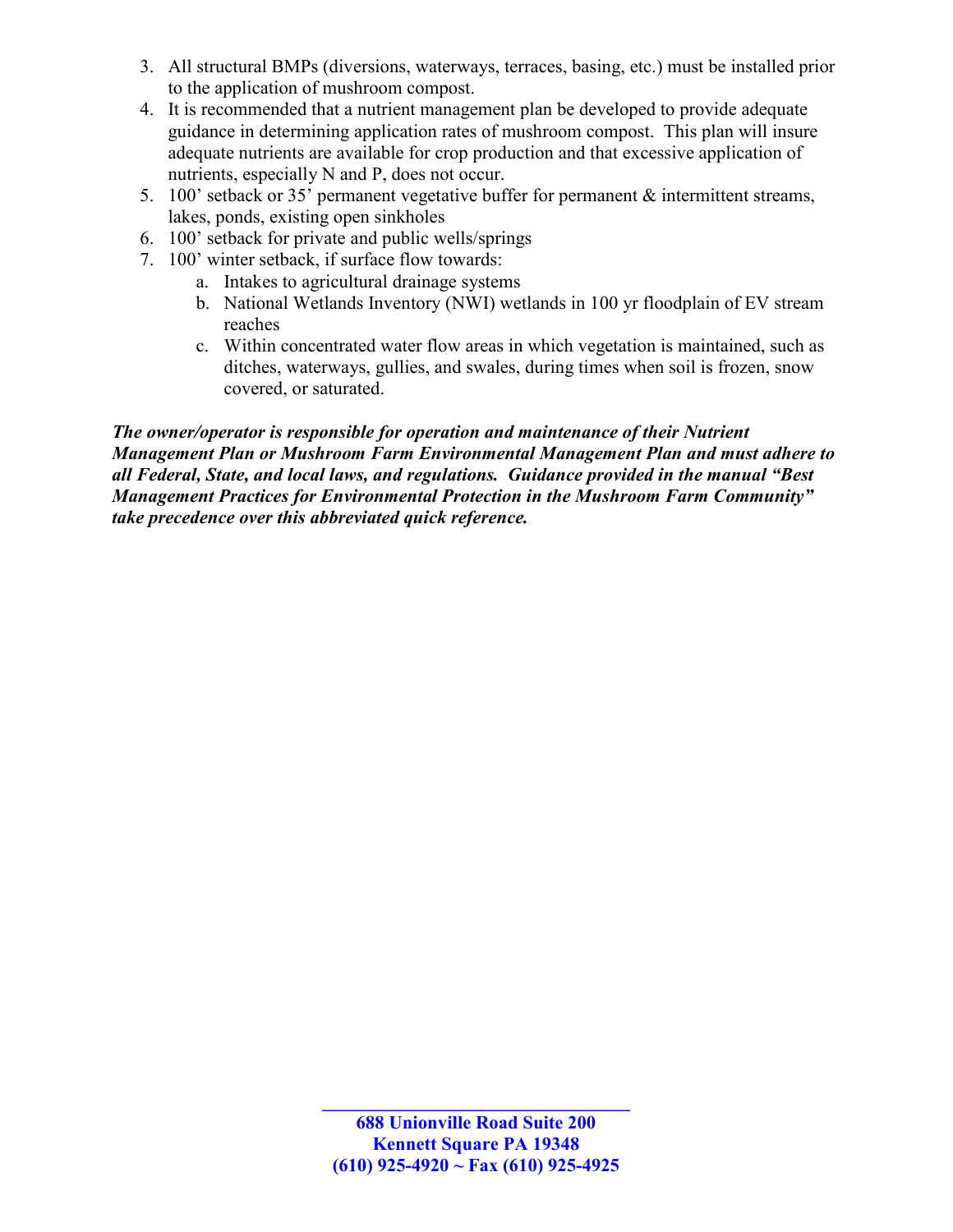3. All structural BMPs (diversions, waterways, terraces, basing, etc.) must be installed prior to the application of mushroom compost.
4. It is recommended that a nutrient management plan be developed to provide adequate guidance in determining application rates of mushroom compost. This plan will insure adequate nutrients are available for crop production and that excessive application of nutrients, especially N and P, does not occur.
5. 100' setback or 35' permanent vegetative buffer for permanent & intermittent streams, lakes, ponds, existing open sinkholes
6. 100' setback for private and public wells/springs
7. 100' winter setback, if surface flow towards:
   a. Intakes to agricultural drainage systems
   b. National Wetlands Inventory (NWI) wetlands in 100 yr floodplain of EV stream reaches
   c. Within concentrated water flow areas in which vegetation is maintained, such as ditches, waterways, gullies, and swales, during times when soil is frozen, snow covered, or saturated.

***The owner/operator is responsible for operation and maintenance of their Nutrient Management Plan or Mushroom Farm Environmental Management Plan and must adhere to all Federal, State, and local laws, and regulations. Guidance provided in the manual "Best Management Practices for Environmental Protection in the Mushroom Farm Community" take precedence over this abbreviated quick reference.***

**688 Unionville Road Suite 200**
**Kennett Square PA 19348**
**(610) 925-4920 ~ Fax (610) 925-4925**